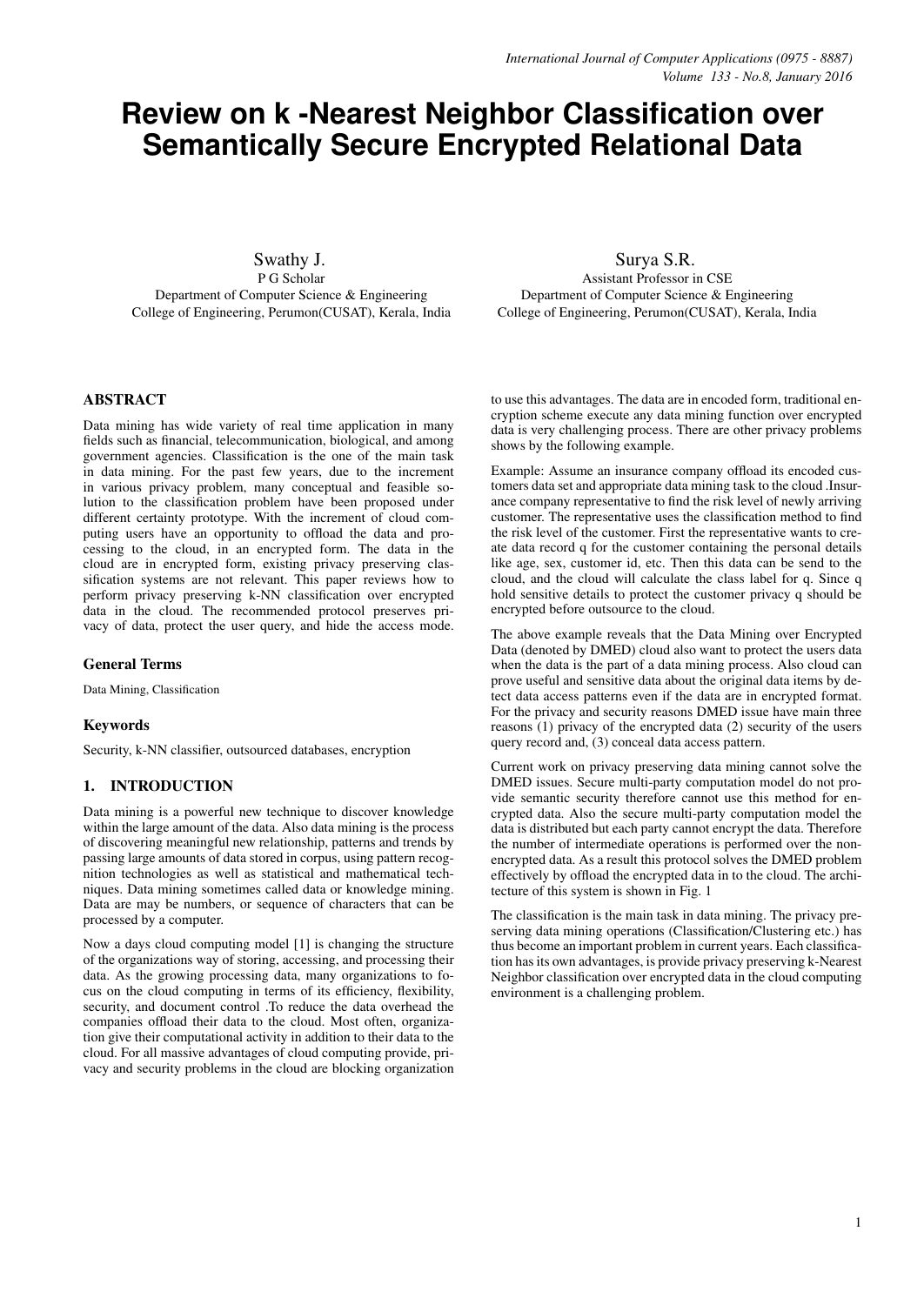# Review on k -Nearest Neighbor Classification over Semantically Secure Encrypted Relational Data

Swathy J.
P G Scholar
Department of Computer Science & Engineering
College of Engineering, Perumon(CUSAT), Kerala, India

Surya S.R.
Assistant Professor in CSE
Department of Computer Science & Engineering
College of Engineering, Perumon(CUSAT), Kerala, India

## ABSTRACT

Data mining has wide variety of real time application in many fields such as financial, telecommunication, biological, and among government agencies. Classification is the one of the main task in data mining. For the past few years, due to the increment in various privacy problem, many conceptual and feasible solution to the classification problem have been proposed under different certainty prototype. With the increment of cloud computing users have an opportunity to offload the data and processing to the cloud, in an encrypted form. The data in the cloud are in encrypted form, existing privacy preserving classification systems are not relevant. This paper reviews how to perform privacy preserving k-NN classification over encrypted data in the cloud. The recommended protocol preserves privacy of data, protect the user query, and hide the access mode.

### General Terms

Data Mining, Classification

### Keywords

Security, k-NN classifier, outsourced databases, encryption

## 1. INTRODUCTION

Data mining is a powerful new technique to discover knowledge within the large amount of the data. Also data mining is the process of discovering meaningful new relationship, patterns and trends by passing large amounts of data stored in corpus, using pattern recognition technologies as well as statistical and mathematical techniques. Data mining sometimes called data or knowledge mining. Data are may be numbers, or sequence of characters that can be processed by a computer.

Now a days cloud computing model [1] is changing the structure of the organizations way of storing, accessing, and processing their data. As the growing processing data, many organizations to focus on the cloud computing in terms of its efficiency, flexibility, security, and document control .To reduce the data overhead the companies offload their data to the cloud. Most often, organization give their computational activity in addition to their data to the cloud. For all massive advantages of cloud computing provide, privacy and security problems in the cloud are blocking organization to use this advantages. The data are in encoded form, traditional encryption scheme execute any data mining function over encrypted data is very challenging process. There are other privacy problems shows by the following example.

Example: Assume an insurance company offload its encoded customers data set and appropriate data mining task to the cloud .Insurance company representative to find the risk level of newly arriving customer. The representative uses the classification method to find the risk level of the customer. First the representative wants to create data record q for the customer containing the personal details like age, sex, customer id, etc. Then this data can be send to the cloud, and the cloud will calculate the class label for q. Since q hold sensitive details to protect the customer privacy q should be encrypted before outsource to the cloud.

The above example reveals that the Data Mining over Encrypted Data (denoted by DMED) cloud also want to protect the users data when the data is the part of a data mining process. Also cloud can prove useful and sensitive data about the original data items by detect data access patterns even if the data are in encrypted format. For the privacy and security reasons DMED issue have main three reasons (1) privacy of the encrypted data (2) security of the users query record and, (3) conceal data access pattern.

Current work on privacy preserving data mining cannot solve the DMED issues. Secure multi-party computation model do not provide semantic security therefore cannot use this method for encrypted data. Also the secure multi-party computation model the data is distributed but each party cannot encrypt the data. Therefore the number of intermediate operations is performed over the non-encrypted data. As a result this protocol solves the DMED problem effectively by offload the encrypted data in to the cloud. The architecture of this system is shown in Fig. 1

The classification is the main task in data mining. The privacy preserving data mining operations (Classification/Clustering etc.) has thus become an important problem in current years. Each classification has its own advantages, is provide privacy preserving k-Nearest Neighbor classification over encrypted data in the cloud computing environment is a challenging problem.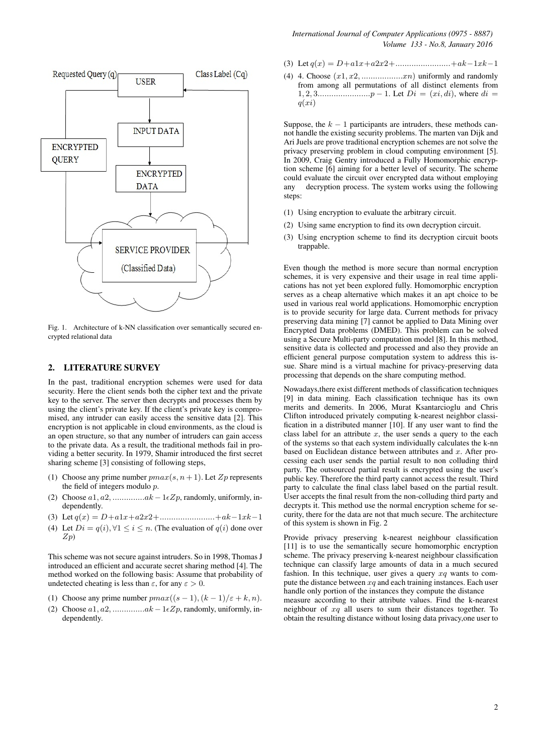Requested Query (q) | USER | Class Label (Cq)

INPUT DATA

ENCRYPTED QUERY

ENCRYPTED DATA

SERVICE PROVIDER (Classified Data)

Fig. 1. Architecture of k-NN classification over semantically secured encrypted relational data

## 2. LITERATURE SURVEY

In the past, traditional encryption schemes were used for data security. Here the client sends both the cipher text and the private key to the server. The server then decrypts and processes them by using the client's private key. If the client's private key is compromised, any intruder can easily access the sensitive data [2]. This encryption is not applicable in cloud environments, as the cloud is an open structure, so that any number of intruders can gain access to the private data. As a result, the traditional methods fail in providing a better security. In 1979, Shamir introduced the first secret sharing scheme [3] consisting of following steps,

(1) Choose any prime number $pmax(s, n+1)$. Let $Zp$ represents the field of integers modulo $p$.
(2) Choose $a1, a2, ..............ak-1 \epsilon Zp$, randomly, uniformly, independently.
(3) Let $q(x) = D+a1x+a2x2+........................+ak-1xk-1$
(4) Let $Di = q(i), \forall 1 \leq i \leq n$. (The evaluation of $q(i)$ done over $Zp$)

This scheme was not secure against intruders. So in 1998, Thomas J introduced an efficient and accurate secret sharing method [4]. The method worked on the following basis: Assume that probability of undetected cheating is less than $\varepsilon$, for any $\varepsilon > 0$.

(1) Choose any prime number $pmax((s-1),(k-1)/\varepsilon + k, n)$.
(2) Choose $a1, a2, ..............ak-1 \epsilon Zp$, randomly, uniformly, independently.
(3) Let $q(x) = D+a1x+a2x2+........................+ak-1xk-1$
(4) 4. Choose $(x1, x2, ..................xn)$ uniformly and randomly from among all permutations of all distinct elements from $1, 2, 3.......................p-1$. Let $Di = (xi, di)$, where $di = q(xi)$

Suppose, the $k-1$ participants are intruders, these methods cannot handle the existing security problems. The marten van Dijk and Ari Juels are prove traditional encryption schemes are not solve the privacy preserving problem in cloud computing environment [5]. In 2009, Craig Gentry introduced a Fully Homomorphic encryption scheme [6] aiming for a better level of security. The scheme could evaluate the circuit over encrypted data without employing any decryption process. The system works using the following steps:

(1) Using encryption to evaluate the arbitrary circuit.
(2) Using same encryption to find its own decryption circuit.
(3) Using encryption scheme to find its decryption circuit boots trappable.

Even though the method is more secure than normal encryption schemes, it is very expensive and their usage in real time applications has not yet been explored fully. Homomorphic encryption serves as a cheap alternative which makes it an apt choice to be used in various real world applications. Homomorphic encryption is to provide security for large data. Current methods for privacy preserving data mining [7] cannot be applied to Data Mining over Encrypted Data problems (DMED). This problem can be solved using a Secure Multi-party computation model [8]. In this method, sensitive data is collected and processed and also they provide an efficient general purpose computation system to address this issue. Share mind is a virtual machine for privacy-preserving data processing that depends on the share computing method.

Nowadays,there exist different methods of classification techniques [9] in data mining. Each classification technique has its own merits and demerits. In 2006, Murat Ksantarcioglu and Chris Clifton introduced privately computing k-nearest neighbor classification in a distributed manner [10]. If any user want to find the class label for an attribute $x$, the user sends a query to the each of the systems so that each system individually calculates the k-nn based on Euclidean distance between attributes and $x$. After processing each user sends the partial result to non colluding third party. The outsourced partial result is encrypted using the user's public key. Therefore the third party cannot access the result. Third party to calculate the final class label based on the partial result. User accepts the final result from the non-colluding third party and decrypts it. This method use the normal encryption scheme for security, there for the data are not that much secure. The architecture of this system is shown in Fig. 2

Provide privacy preserving k-nearest neighbour classification [11] is to use the semantically secure homomorphic encryption scheme. The privacy preserving k-nearest neighbour classification technique can classify large amounts of data in a much secured fashion. In this technique, user gives a query $xq$ wants to compute the distance between $xq$ and each training instances. Each user handle only portion of the instances they compute the distance measure according to their attribute values. Find the k-nearest neighbour of $xq$ all users to sum their distances together. To obtain the resulting distance without losing data privacy,one user to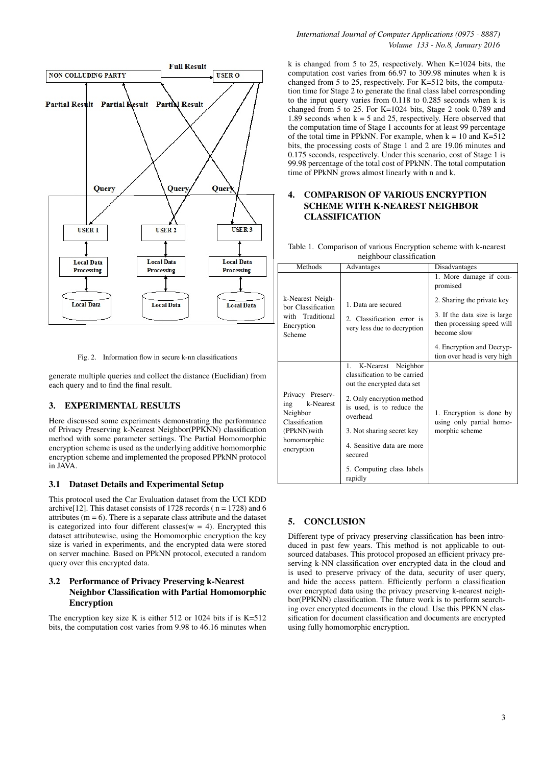Fig. 2. Information flow in secure k-nn classifications

generate multiple queries and collect the distance (Euclidian) from each query and to find the final result.

## 3. EXPERIMENTAL RESULTS

Here discussed some experiments demonstrating the performance of Privacy Preserving k-Nearest Neighbor(PPKNN) classification method with some parameter settings. The Partial Homomorphic encryption scheme is used as the underlying additive homomorphic encryption scheme and implemented the proposed PPkNN protocol in JAVA.

### 3.1 Dataset Details and Experimental Setup

This protocol used the Car Evaluation dataset from the UCI KDD archive[12]. This dataset consists of 1728 records ( n = 1728) and 6 attributes (m = 6). There is a separate class attribute and the dataset is categorized into four different classes(w = 4). Encrypted this dataset attributewise, using the Homomorphic encryption the key size is varied in experiments, and the encrypted data were stored on server machine. Based on PPkNN protocol, executed a random query over this encrypted data.

### 3.2 Performance of Privacy Preserving k-Nearest Neighbor Classification with Partial Homomorphic Encryption

The encryption key size K is either 512 or 1024 bits if is K=512 bits, the computation cost varies from 9.98 to 46.16 minutes when k is changed from 5 to 25, respectively. When K=1024 bits, the computation cost varies from 66.97 to 309.98 minutes when k is changed from 5 to 25, respectively. For K=512 bits, the computation time for Stage 2 to generate the final class label corresponding to the input query varies from 0.118 to 0.285 seconds when k is changed from 5 to 25. For K=1024 bits, Stage 2 took 0.789 and 1.89 seconds when k = 5 and 25, respectively. Here observed that the computation time of Stage 1 accounts for at least 99 percentage of the total time in PPkNN. For example, when k = 10 and K=512 bits, the processing costs of Stage 1 and 2 are 19.06 minutes and 0.175 seconds, respectively. Under this scenario, cost of Stage 1 is 99.98 percentage of the total cost of PPkNN. The total computation time of PPkNN grows almost linearly with n and k.

## 4. COMPARISON OF VARIOUS ENCRYPTION SCHEME WITH K-NEAREST NEIGHBOR CLASSIFICATION

Table 1. Comparison of various Encryption scheme with k-nearest neighbour classification

| Methods | Advantages | Disadvantages |
|---|---|---|
| k-Nearest Neighbor Classification with Traditional Encryption Scheme | 1. Data are secured<br>2. Classification error is very less due to decryption | 1. More damage if compromised<br>2. Sharing the private key<br>3. If the data size is large then processing speed will become slow<br>4. Encryption and Decryption over head is very high |
| Privacy Preserving k-Nearest Neighbor Classification (PPkNN)with homomorphic encryption | 1. K-Nearest Neighbor classification to be carried out the encrypted data set<br>2. Only encryption method is used, is to reduce the overhead<br>3. Not sharing secret key<br>4. Sensitive data are more secured<br>5. Computing class labels rapidly | 1. Encryption is done by using only partial homomorphic scheme |

## 5. CONCLUSION

Different type of privacy preserving classification has been introduced in past few years. This method is not applicable to outsourced databases. This protocol proposed an efficient privacy preserving k-NN classification over encrypted data in the cloud and is used to preserve privacy of the data, security of user query, and hide the access pattern. Efficiently perform a classification over encrypted data using the privacy preserving k-nearest neighbor(PPKNN) classification. The future work is to perform searching over encrypted documents in the cloud. Use this PPKNN classification for document classification and documents are encrypted using fully homomorphic encryption.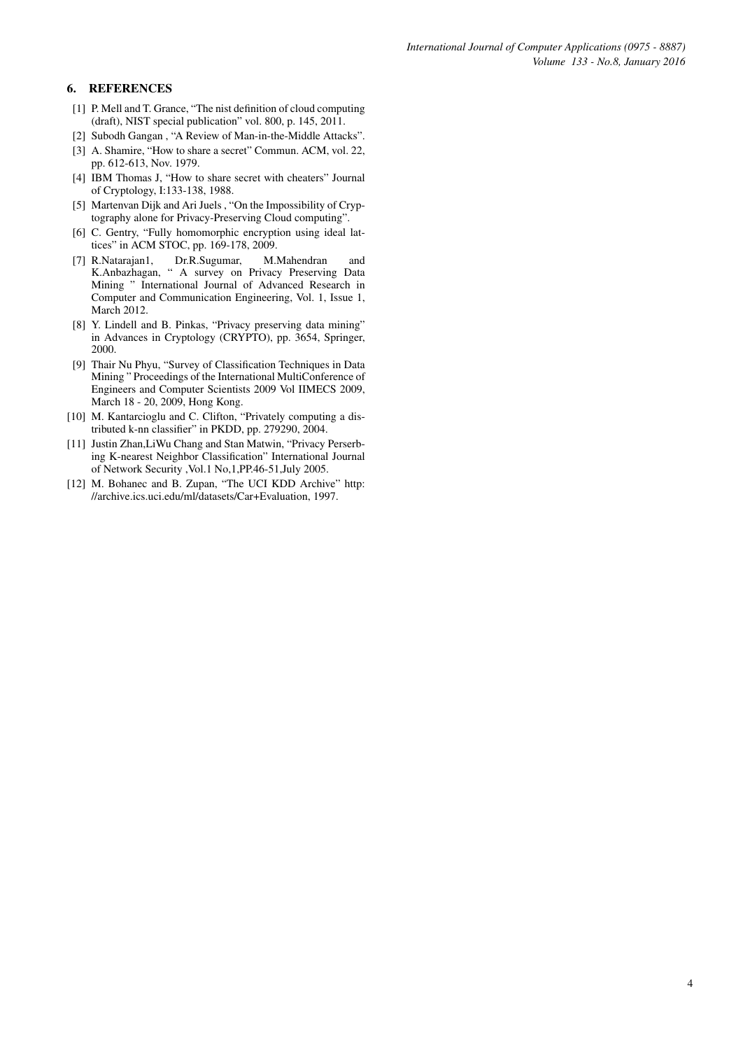## 6. REFERENCES

[1] P. Mell and T. Grance, "The nist definition of cloud computing (draft), NIST special publication" vol. 800, p. 145, 2011.

[2] Subodh Gangan , "A Review of Man-in-the-Middle Attacks".

[3] A. Shamire, "How to share a secret" Commun. ACM, vol. 22, pp. 612-613, Nov. 1979.

[4] IBM Thomas J, "How to share secret with cheaters" Journal of Cryptology, I:133-138, 1988.

[5] Martenvan Dijk and Ari Juels , "On the Impossibility of Cryptography alone for Privacy-Preserving Cloud computing".

[6] C. Gentry, "Fully homomorphic encryption using ideal lattices" in ACM STOC, pp. 169-178, 2009.

[7] R.Natarajan1, Dr.R.Sugumar, M.Mahendran and K.Anbazhagan, " A survey on Privacy Preserving Data Mining " International Journal of Advanced Research in Computer and Communication Engineering, Vol. 1, Issue 1, March 2012.

[8] Y. Lindell and B. Pinkas, "Privacy preserving data mining" in Advances in Cryptology (CRYPTO), pp. 3654, Springer, 2000.

[9] Thair Nu Phyu, "Survey of Classification Techniques in Data Mining " Proceedings of the International MultiConference of Engineers and Computer Scientists 2009 Vol IIMECS 2009, March 18 - 20, 2009, Hong Kong.

[10] M. Kantarcioglu and C. Clifton, "Privately computing a distributed k-nn classifier" in PKDD, pp. 279290, 2004.

[11] Justin Zhan,LiWu Chang and Stan Matwin, "Privacy Perserbing K-nearest Neighbor Classification" International Journal of Network Security ,Vol.1 No,1,PP.46-51,July 2005.

[12] M. Bohanec and B. Zupan, "The UCI KDD Archive" http: //archive.ics.uci.edu/ml/datasets/Car+Evaluation, 1997.